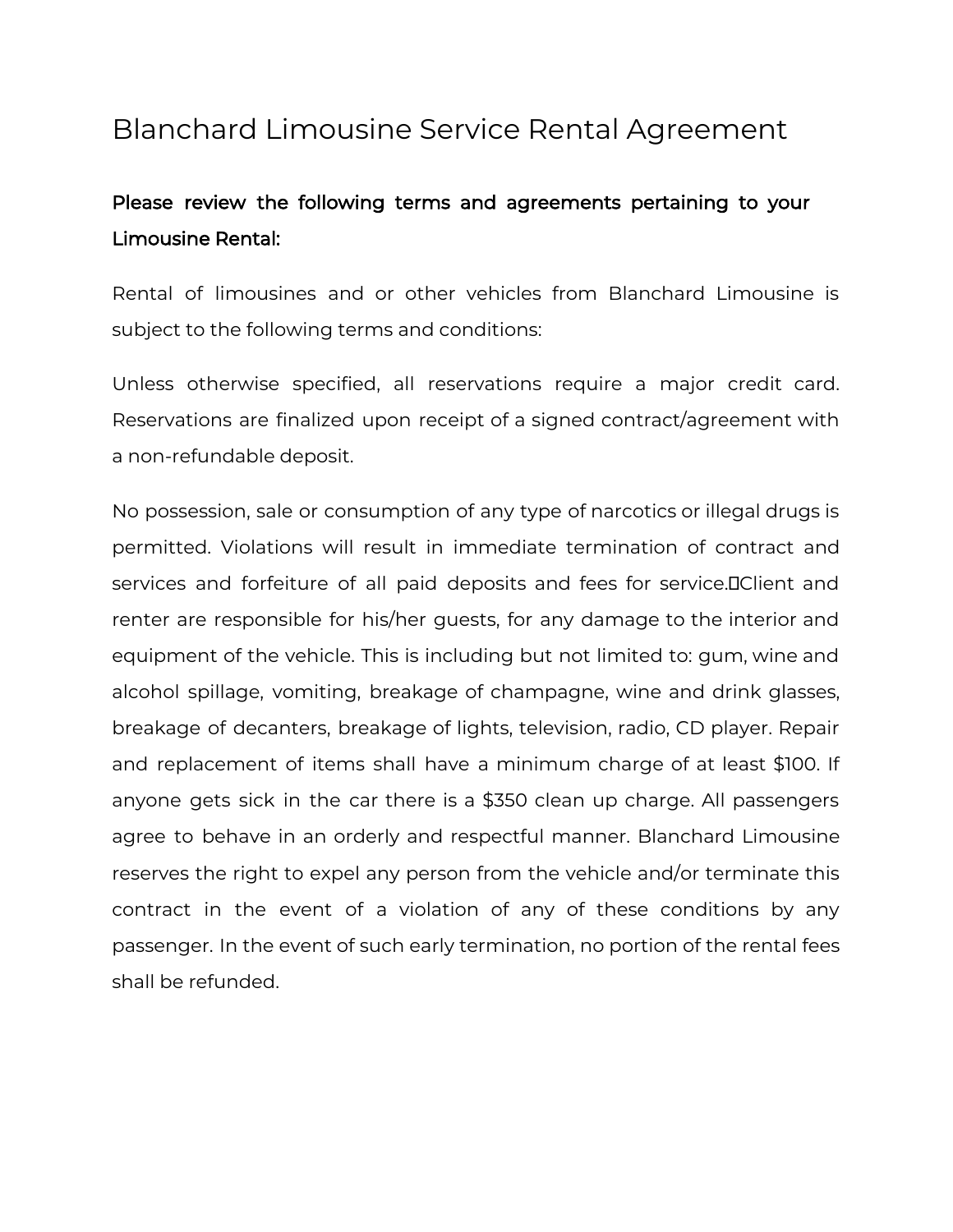# Blanchard Limousine Service Rental Agreement

**Please review the following terms and agreements pertaining to your Limousine Rental:**

Rental of limousines and or other vehicles from Blanchard Limousine is subject to the following terms and conditions:

Unless otherwise specified, all reservations require a major credit card. Reservations are finalized upon receipt of a signed contract/agreement with a non-refundable deposit.

No possession, sale or consumption of any type of narcotics or illegal drugs is permitted. Violations will result in immediate termination of contract and services and forfeiture of all paid deposits and fees for service. Client and renter are responsible for his/her guests, for any damage to the interior and equipment of the vehicle. This is including but not limited to: gum, wine and alcohol spillage, vomiting, breakage of champagne, wine and drink glasses, breakage of decanters, breakage of lights, television, radio, CD player. Repair and replacement of items shall have a minimum charge of at least $100. If anyone gets sick in the car there is a $350 clean up charge. All passengers agree to behave in an orderly and respectful manner. Blanchard Limousine reserves the right to expel any person from the vehicle and/or terminate this contract in the event of a violation of any of these conditions by any passenger. In the event of such early termination, no portion of the rental fees shall be refunded.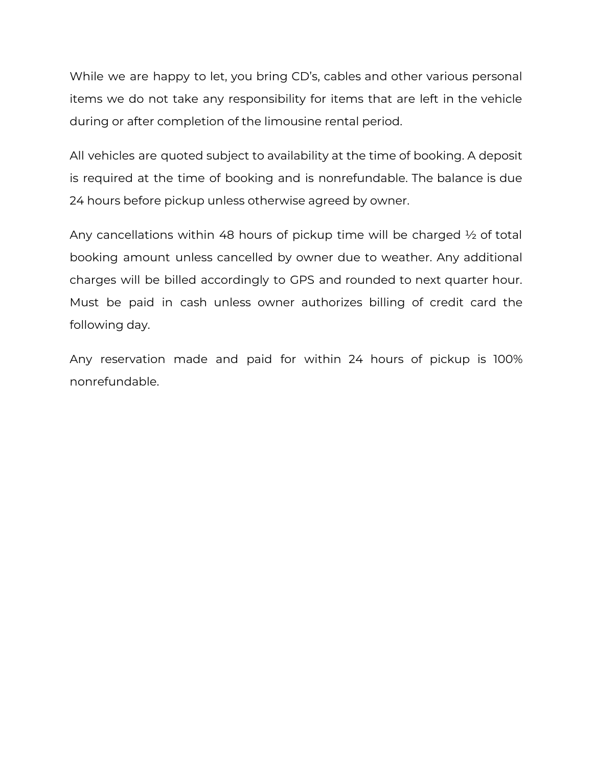While we are happy to let, you bring CD’s, cables and other various personal items we do not take any responsibility for items that are left in the vehicle during or after completion of the limousine rental period.

All vehicles are quoted subject to availability at the time of booking. A deposit is required at the time of booking and is nonrefundable. The balance is due 24 hours before pickup unless otherwise agreed by owner.

Any cancellations within 48 hours of pickup time will be charged ½ of total booking amount unless cancelled by owner due to weather. Any additional charges will be billed accordingly to GPS and rounded to next quarter hour. Must be paid in cash unless owner authorizes billing of credit card the following day.

Any reservation made and paid for within 24 hours of pickup is 100% nonrefundable.